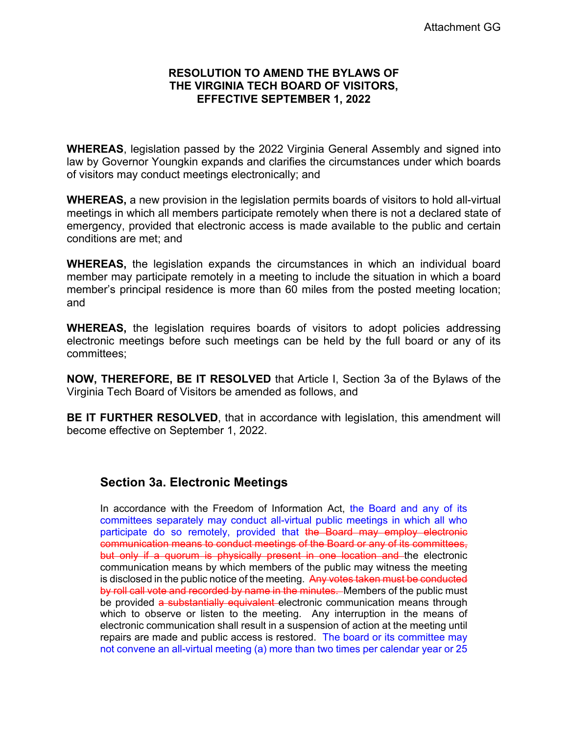Attachment GG

**RESOLUTION TO AMEND THE BYLAWS OF THE VIRGINIA TECH BOARD OF VISITORS, EFFECTIVE SEPTEMBER 1, 2022**

**WHEREAS**, legislation passed by the 2022 Virginia General Assembly and signed into law by Governor Youngkin expands and clarifies the circumstances under which boards of visitors may conduct meetings electronically; and

**WHEREAS,** a new provision in the legislation permits boards of visitors to hold all-virtual meetings in which all members participate remotely when there is not a declared state of emergency, provided that electronic access is made available to the public and certain conditions are met; and

**WHEREAS,** the legislation expands the circumstances in which an individual board member may participate remotely in a meeting to include the situation in which a board member's principal residence is more than 60 miles from the posted meeting location; and

**WHEREAS,** the legislation requires boards of visitors to adopt policies addressing electronic meetings before such meetings can be held by the full board or any of its committees;

**NOW, THEREFORE, BE IT RESOLVED** that Article I, Section 3a of the Bylaws of the Virginia Tech Board of Visitors be amended as follows, and

**BE IT FURTHER RESOLVED**, that in accordance with legislation, this amendment will become effective on September 1, 2022.

## Section 3a. Electronic Meetings

In accordance with the Freedom of Information Act, the Board and any of its committees separately may conduct all-virtual public meetings in which all who participate do so remotely, provided that ~~the Board may employ electronic communication means to conduct meetings of the Board or any of its committees, but only if a quorum is physically present in one location and~~ the electronic communication means by which members of the public may witness the meeting is disclosed in the public notice of the meeting. ~~Any votes taken must be conducted by roll call vote and recorded by name in the minutes.~~ Members of the public must be provided ~~a substantially equivalent~~ electronic communication means through which to observe or listen to the meeting. Any interruption in the means of electronic communication shall result in a suspension of action at the meeting until repairs are made and public access is restored. The board or its committee may not convene an all-virtual meeting (a) more than two times per calendar year or 25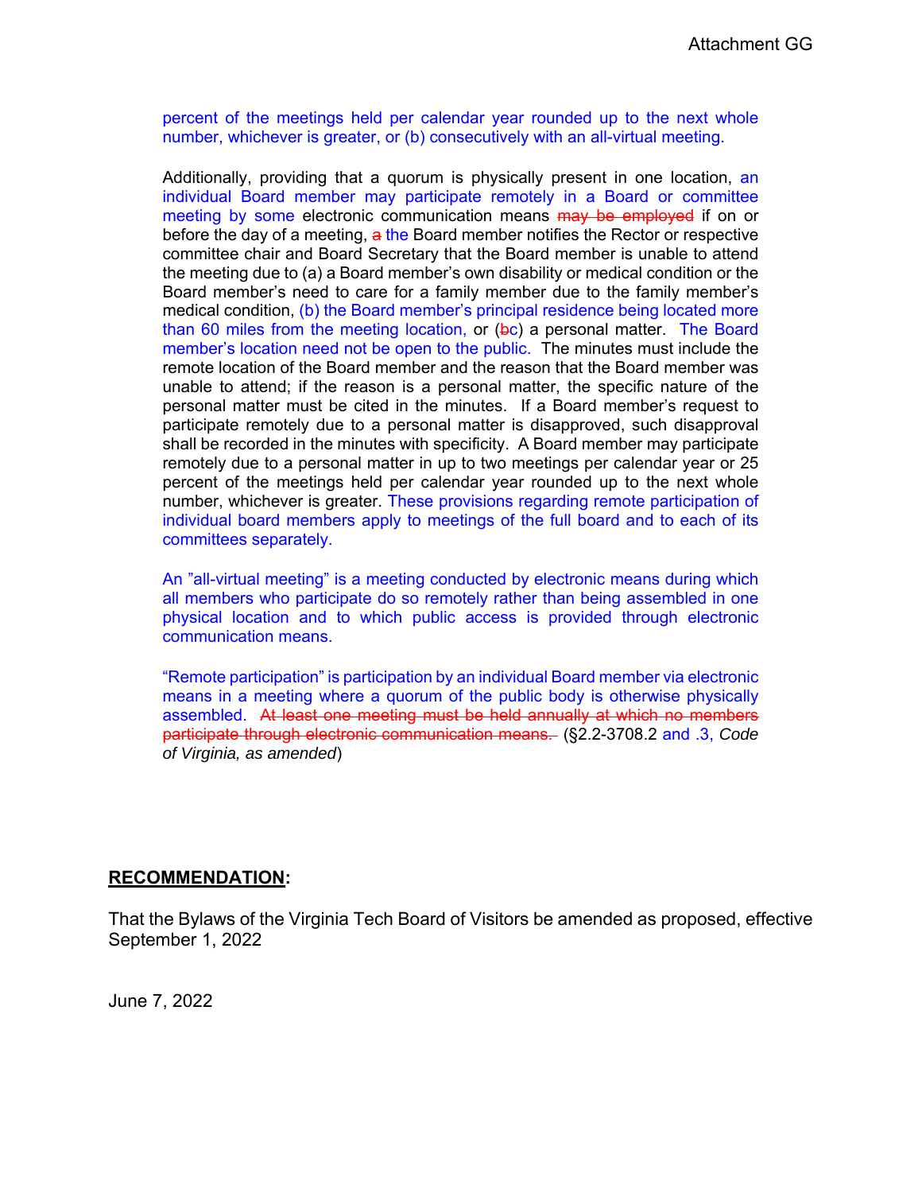percent of the meetings held per calendar year rounded up to the next whole number, whichever is greater, or (b) consecutively with an all-virtual meeting.

Additionally, providing that a quorum is physically present in one location, an individual Board member may participate remotely in a Board or committee meeting by some electronic communication means ~~may be employed~~ if on or before the day of a meeting, ~~a~~ the Board member notifies the Rector or respective committee chair and Board Secretary that the Board member is unable to attend the meeting due to (a) a Board member's own disability or medical condition or the Board member's need to care for a family member due to the family member's medical condition, (b) the Board member's principal residence being located more than 60 miles from the meeting location, or (~~b~~c) a personal matter. The Board member's location need not be open to the public. The minutes must include the remote location of the Board member and the reason that the Board member was unable to attend; if the reason is a personal matter, the specific nature of the personal matter must be cited in the minutes. If a Board member's request to participate remotely due to a personal matter is disapproved, such disapproval shall be recorded in the minutes with specificity. A Board member may participate remotely due to a personal matter in up to two meetings per calendar year or 25 percent of the meetings held per calendar year rounded up to the next whole number, whichever is greater. These provisions regarding remote participation of individual board members apply to meetings of the full board and to each of its committees separately.

An "all-virtual meeting" is a meeting conducted by electronic means during which all members who participate do so remotely rather than being assembled in one physical location and to which public access is provided through electronic communication means.

"Remote participation" is participation by an individual Board member via electronic means in a meeting where a quorum of the public body is otherwise physically assembled. ~~At least one meeting must be held annually at which no members participate through electronic communication means.~~ (§2.2-3708.2 and .3, *Code of Virginia, as amended*)

**RECOMMENDATION:**

That the Bylaws of the Virginia Tech Board of Visitors be amended as proposed, effective September 1, 2022

June 7, 2022